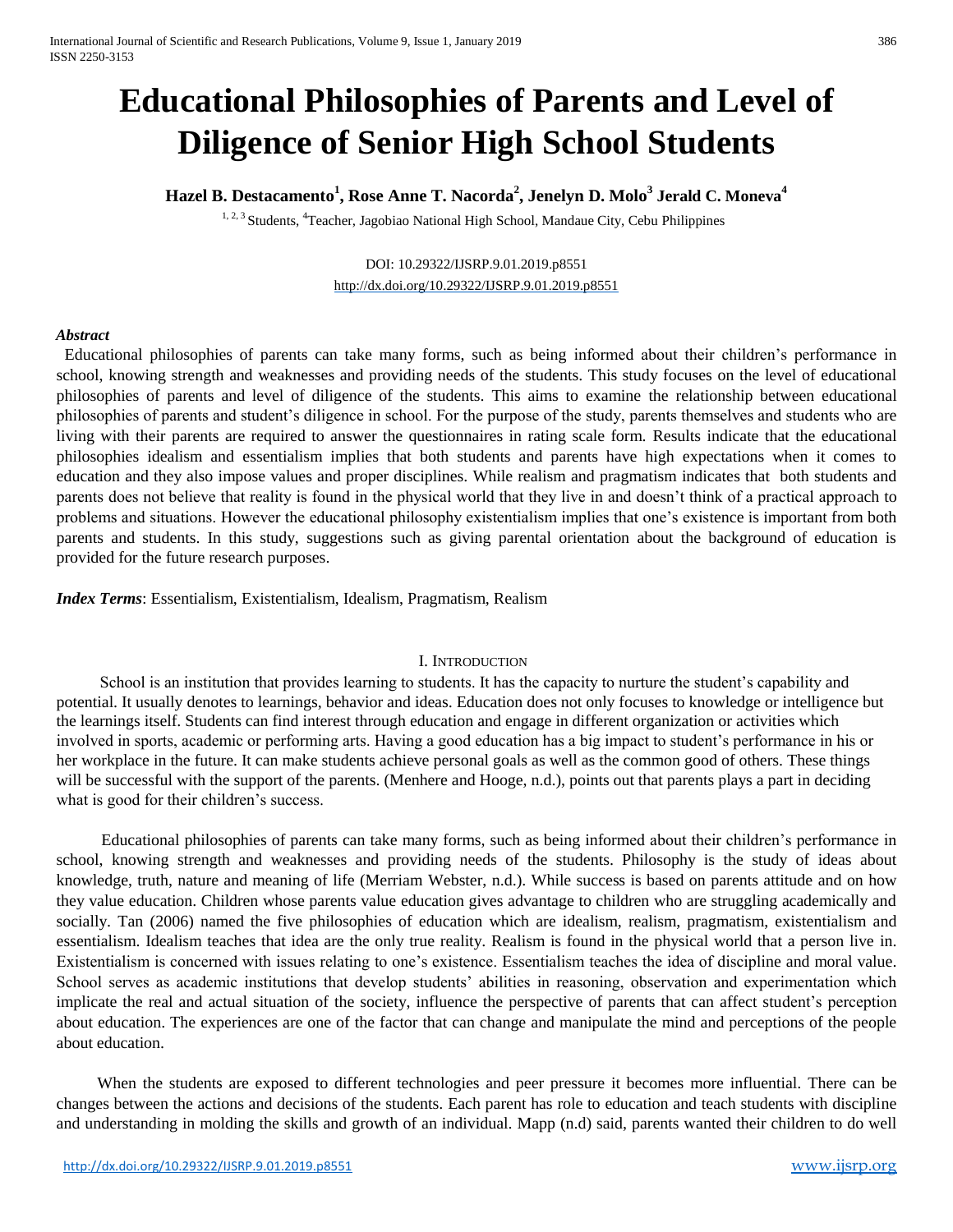# Educational Philosophies of Parents and Level of Diligence of Senior High School Students

**Hazel B. Destacamento[1], Rose Anne T. Nacorda[2], Jenelyn D. Molo[3] Jerald C. Moneva[4]**

[1, 2, 3] Students, [4]Teacher, Jagobiao National High School, Mandaue City, Cebu Philippines

DOI: 10.29322/IJSRP.9.01.2019.p8551
http://dx.doi.org/10.29322/IJSRP.9.01.2019.p8551

***Abstract***

Educational philosophies of parents can take many forms, such as being informed about their children's performance in school, knowing strength and weaknesses and providing needs of the students. This study focuses on the level of educational philosophies of parents and level of diligence of the students. This aims to examine the relationship between educational philosophies of parents and student's diligence in school. For the purpose of the study, parents themselves and students who are living with their parents are required to answer the questionnaires in rating scale form. Results indicate that the educational philosophies idealism and essentialism implies that both students and parents have high expectations when it comes to education and they also impose values and proper disciplines. While realism and pragmatism indicates that both students and parents does not believe that reality is found in the physical world that they live in and doesn't think of a practical approach to problems and situations. However the educational philosophy existentialism implies that one's existence is important from both parents and students. In this study, suggestions such as giving parental orientation about the background of education is provided for the future research purposes.

***Index Terms***: Essentialism, Existentialism, Idealism, Pragmatism, Realism

## I. Introduction

School is an institution that provides learning to students. It has the capacity to nurture the student's capability and potential. It usually denotes to learnings, behavior and ideas. Education does not only focuses to knowledge or intelligence but the learnings itself. Students can find interest through education and engage in different organization or activities which involved in sports, academic or performing arts. Having a good education has a big impact to student's performance in his or her workplace in the future. It can make students achieve personal goals as well as the common good of others. These things will be successful with the support of the parents. (Menhere and Hooge, n.d.), points out that parents plays a part in deciding what is good for their children's success.

Educational philosophies of parents can take many forms, such as being informed about their children's performance in school, knowing strength and weaknesses and providing needs of the students. Philosophy is the study of ideas about knowledge, truth, nature and meaning of life (Merriam Webster, n.d.). While success is based on parents attitude and on how they value education. Children whose parents value education gives advantage to children who are struggling academically and socially. Tan (2006) named the five philosophies of education which are idealism, realism, pragmatism, existentialism and essentialism. Idealism teaches that idea are the only true reality. Realism is found in the physical world that a person live in. Existentialism is concerned with issues relating to one's existence. Essentialism teaches the idea of discipline and moral value. School serves as academic institutions that develop students' abilities in reasoning, observation and experimentation which implicate the real and actual situation of the society, influence the perspective of parents that can affect student's perception about education. The experiences are one of the factor that can change and manipulate the mind and perceptions of the people about education.

When the students are exposed to different technologies and peer pressure it becomes more influential. There can be changes between the actions and decisions of the students. Each parent has role to education and teach students with discipline and understanding in molding the skills and growth of an individual. Mapp (n.d) said, parents wanted their children to do well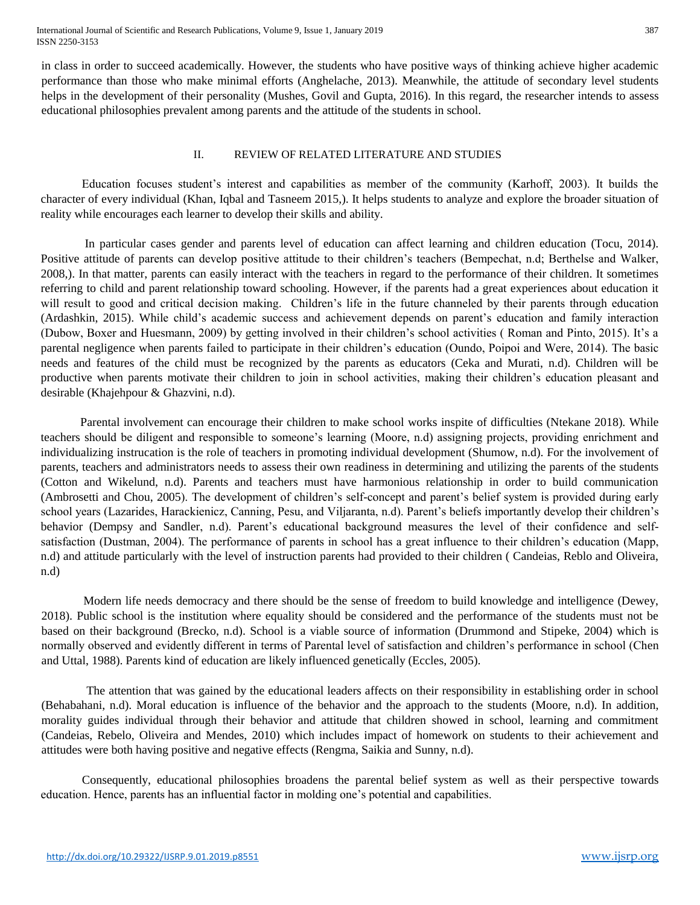in class in order to succeed academically. However, the students who have positive ways of thinking achieve higher academic performance than those who make minimal efforts (Anghelache, 2013). Meanwhile, the attitude of secondary level students helps in the development of their personality (Mushes, Govil and Gupta, 2016). In this regard, the researcher intends to assess educational philosophies prevalent among parents and the attitude of the students in school.

## II. REVIEW OF RELATED LITERATURE AND STUDIES

Education focuses student's interest and capabilities as member of the community (Karhoff, 2003). It builds the character of every individual (Khan, Iqbal and Tasneem 2015,). It helps students to analyze and explore the broader situation of reality while encourages each learner to develop their skills and ability.

In particular cases gender and parents level of education can affect learning and children education (Tocu, 2014). Positive attitude of parents can develop positive attitude to their children's teachers (Bempechat, n.d; Berthelse and Walker, 2008,). In that matter, parents can easily interact with the teachers in regard to the performance of their children. It sometimes referring to child and parent relationship toward schooling. However, if the parents had a great experiences about education it will result to good and critical decision making. Children's life in the future channeled by their parents through education (Ardashkin, 2015). While child's academic success and achievement depends on parent's education and family interaction (Dubow, Boxer and Huesmann, 2009) by getting involved in their children's school activities ( Roman and Pinto, 2015). It's a parental negligence when parents failed to participate in their children's education (Oundo, Poipoi and Were, 2014). The basic needs and features of the child must be recognized by the parents as educators (Ceka and Murati, n.d). Children will be productive when parents motivate their children to join in school activities, making their children's education pleasant and desirable (Khajehpour & Ghazvini, n.d).

Parental involvement can encourage their children to make school works inspite of difficulties (Ntekane 2018). While teachers should be diligent and responsible to someone's learning (Moore, n.d) assigning projects, providing enrichment and individualizing instrucation is the role of teachers in promoting individual development (Shumow, n.d). For the involvement of parents, teachers and administrators needs to assess their own readiness in determining and utilizing the parents of the students (Cotton and Wikelund, n.d). Parents and teachers must have harmonious relationship in order to build communication (Ambrosetti and Chou, 2005). The development of children's self-concept and parent's belief system is provided during early school years (Lazarides, Harackienicz, Canning, Pesu, and Viljaranta, n.d). Parent's beliefs importantly develop their children's behavior (Dempsy and Sandler, n.d). Parent's educational background measures the level of their confidence and self-satisfaction (Dustman, 2004). The performance of parents in school has a great influence to their children's education (Mapp, n.d) and attitude particularly with the level of instruction parents had provided to their children ( Candeias, Reblo and Oliveira, n.d)

Modern life needs democracy and there should be the sense of freedom to build knowledge and intelligence (Dewey, 2018). Public school is the institution where equality should be considered and the performance of the students must not be based on their background (Brecko, n.d). School is a viable source of information (Drummond and Stipeke, 2004) which is normally observed and evidently different in terms of Parental level of satisfaction and children's performance in school (Chen and Uttal, 1988). Parents kind of education are likely influenced genetically (Eccles, 2005).

The attention that was gained by the educational leaders affects on their responsibility in establishing order in school (Behabahani, n.d). Moral education is influence of the behavior and the approach to the students (Moore, n.d). In addition, morality guides individual through their behavior and attitude that children showed in school, learning and commitment (Candeias, Rebelo, Oliveira and Mendes, 2010) which includes impact of homework on students to their achievement and attitudes were both having positive and negative effects (Rengma, Saikia and Sunny, n.d).

Consequently, educational philosophies broadens the parental belief system as well as their perspective towards education. Hence, parents has an influential factor in molding one's potential and capabilities.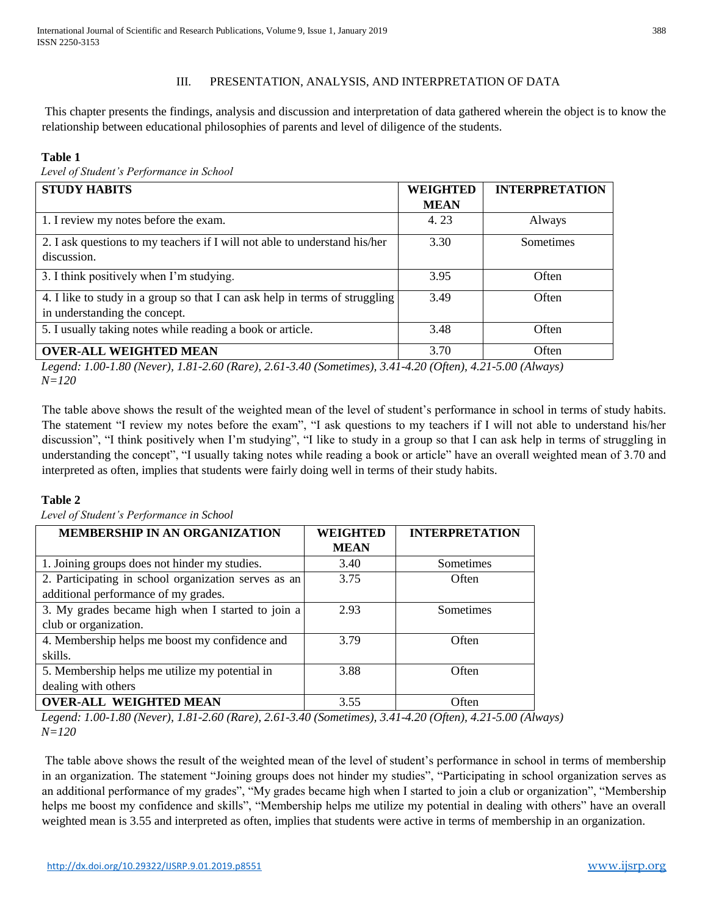## III. PRESENTATION, ANALYSIS, AND INTERPRETATION OF DATA

This chapter presents the findings, analysis and discussion and interpretation of data gathered wherein the object is to know the relationship between educational philosophies of parents and level of diligence of the students.

**Table 1**

*Level of Student's Performance in School*

| STUDY HABITS | WEIGHTED MEAN | INTERPRETATION |
|---|---|---|
| 1. I review my notes before the exam. | 4. 23 | Always |
| 2. I ask questions to my teachers if I will not able to understand his/her discussion. | 3.30 | Sometimes |
| 3. I think positively when I'm studying. | 3.95 | Often |
| 4. I like to study in a group so that I can ask help in terms of struggling in understanding the concept. | 3.49 | Often |
| 5. I usually taking notes while reading a book or article. | 3.48 | Often |
| **OVER-ALL WEIGHTED MEAN** | 3.70 | Often |

*Legend: 1.00-1.80 (Never), 1.81-2.60 (Rare), 2.61-3.40 (Sometimes), 3.41-4.20 (Often), 4.21-5.00 (Always)*
*N=120*

The table above shows the result of the weighted mean of the level of student's performance in school in terms of study habits. The statement "I review my notes before the exam", "I ask questions to my teachers if I will not able to understand his/her discussion", "I think positively when I'm studying", "I like to study in a group so that I can ask help in terms of struggling in understanding the concept", "I usually taking notes while reading a book or article" have an overall weighted mean of 3.70 and interpreted as often, implies that students were fairly doing well in terms of their study habits.

**Table 2**

*Level of Student's Performance in School*

| MEMBERSHIP IN AN ORGANIZATION | WEIGHTED MEAN | INTERPRETATION |
|---|---|---|
| 1. Joining groups does not hinder my studies. | 3.40 | Sometimes |
| 2. Participating in school organization serves as an additional performance of my grades. | 3.75 | Often |
| 3. My grades became high when I started to join a club or organization. | 2.93 | Sometimes |
| 4. Membership helps me boost my confidence and skills. | 3.79 | Often |
| 5. Membership helps me utilize my potential in dealing with others | 3.88 | Often |
| **OVER-ALL WEIGHTED MEAN** | 3.55 | Often |

*Legend: 1.00-1.80 (Never), 1.81-2.60 (Rare), 2.61-3.40 (Sometimes), 3.41-4.20 (Often), 4.21-5.00 (Always)*
*N=120*

The table above shows the result of the weighted mean of the level of student's performance in school in terms of membership in an organization. The statement "Joining groups does not hinder my studies", "Participating in school organization serves as an additional performance of my grades", "My grades became high when I started to join a club or organization", "Membership helps me boost my confidence and skills", "Membership helps me utilize my potential in dealing with others" have an overall weighted mean is 3.55 and interpreted as often, implies that students were active in terms of membership in an organization.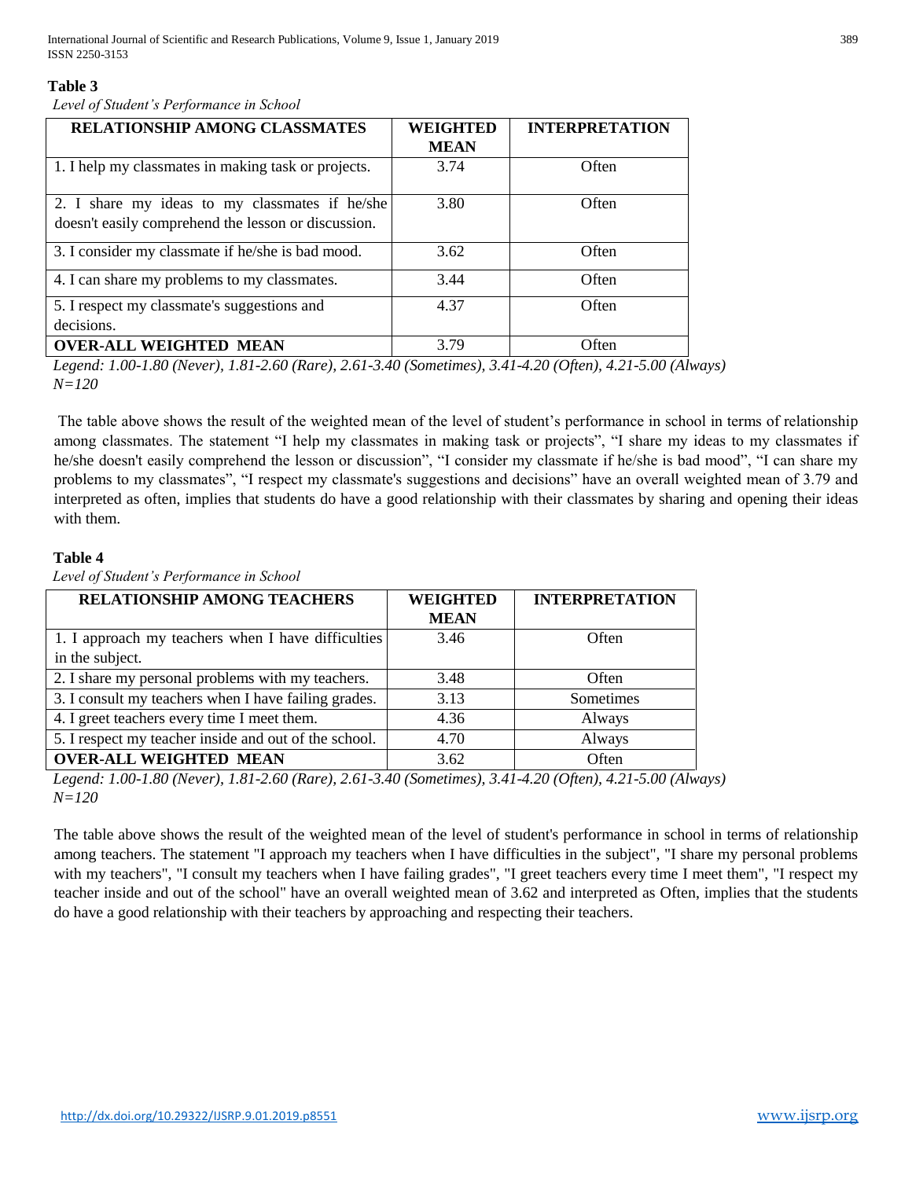**Table 3**

*Level of Student's Performance in School*

| RELATIONSHIP AMONG CLASSMATES | WEIGHTED MEAN | INTERPRETATION |
|---|---|---|
| 1. I help my classmates in making task or projects. | 3.74 | Often |
| 2. I share my ideas to my classmates if he/she doesn't easily comprehend the lesson or discussion. | 3.80 | Often |
| 3. I consider my classmate if he/she is bad mood. | 3.62 | Often |
| 4. I can share my problems to my classmates. | 3.44 | Often |
| 5. I respect my classmate's suggestions and decisions. | 4.37 | Often |
| **OVER-ALL WEIGHTED MEAN** | 3.79 | Often |

*Legend: 1.00-1.80 (Never), 1.81-2.60 (Rare), 2.61-3.40 (Sometimes), 3.41-4.20 (Often), 4.21-5.00 (Always)*
*N=120*

The table above shows the result of the weighted mean of the level of student's performance in school in terms of relationship among classmates. The statement "I help my classmates in making task or projects", "I share my ideas to my classmates if he/she doesn't easily comprehend the lesson or discussion", "I consider my classmate if he/she is bad mood", "I can share my problems to my classmates", "I respect my classmate's suggestions and decisions" have an overall weighted mean of 3.79 and interpreted as often, implies that students do have a good relationship with their classmates by sharing and opening their ideas with them.

**Table 4**

*Level of Student's Performance in School*

| RELATIONSHIP AMONG TEACHERS | WEIGHTED MEAN | INTERPRETATION |
|---|---|---|
| 1. I approach my teachers when I have difficulties in the subject. | 3.46 | Often |
| 2. I share my personal problems with my teachers. | 3.48 | Often |
| 3. I consult my teachers when I have failing grades. | 3.13 | Sometimes |
| 4. I greet teachers every time I meet them. | 4.36 | Always |
| 5. I respect my teacher inside and out of the school. | 4.70 | Always |
| **OVER-ALL WEIGHTED MEAN** | 3.62 | Often |

*Legend: 1.00-1.80 (Never), 1.81-2.60 (Rare), 2.61-3.40 (Sometimes), 3.41-4.20 (Often), 4.21-5.00 (Always)*
*N=120*

The table above shows the result of the weighted mean of the level of student's performance in school in terms of relationship among teachers. The statement "I approach my teachers when I have difficulties in the subject", "I share my personal problems with my teachers", "I consult my teachers when I have failing grades", "I greet teachers every time I meet them", "I respect my teacher inside and out of the school" have an overall weighted mean of 3.62 and interpreted as Often, implies that the students do have a good relationship with their teachers by approaching and respecting their teachers.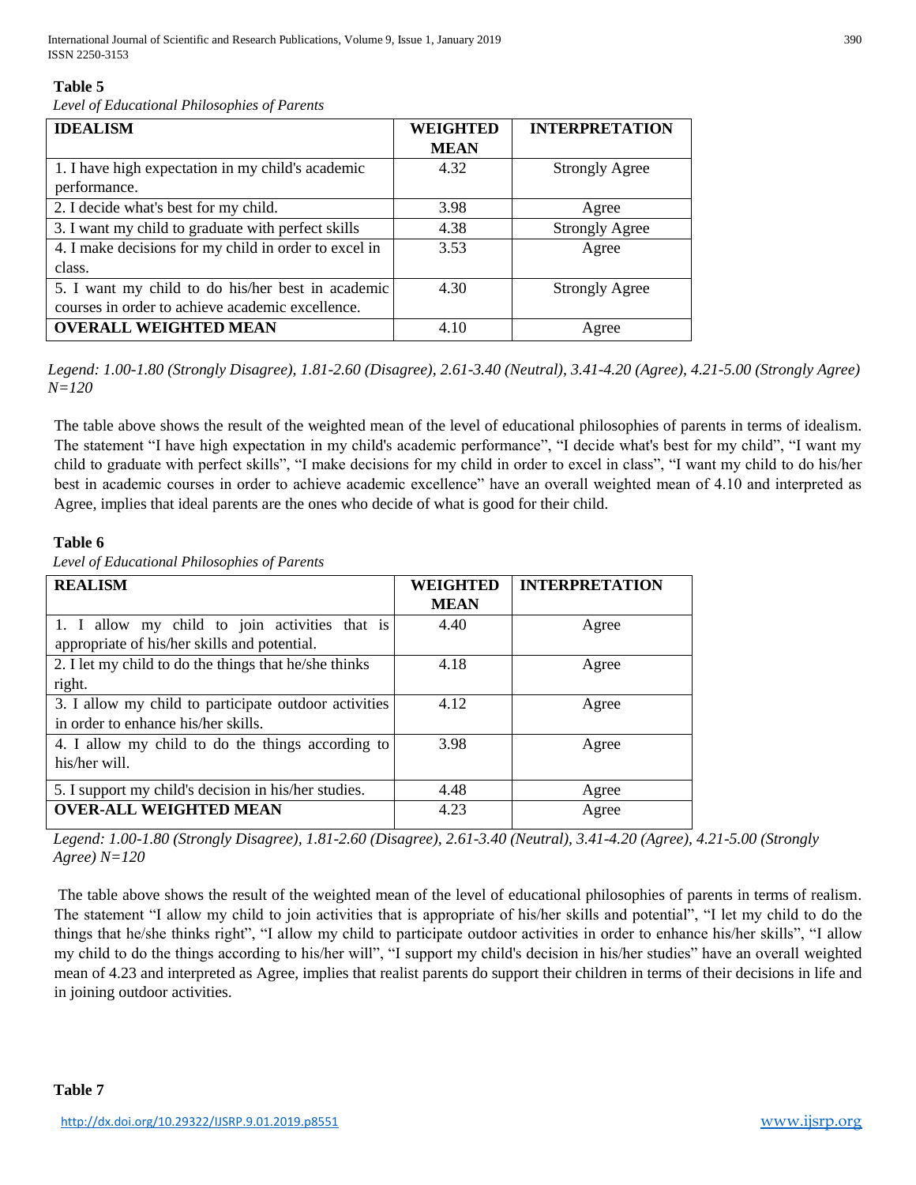**Table 5**

*Level of Educational Philosophies of Parents*

| IDEALISM | WEIGHTED MEAN | INTERPRETATION |
| --- | --- | --- |
| 1. I have high expectation in my child's academic performance. | 4.32 | Strongly Agree |
| 2. I decide what's best for my child. | 3.98 | Agree |
| 3. I want my child to graduate with perfect skills | 4.38 | Strongly Agree |
| 4. I make decisions for my child in order to excel in class. | 3.53 | Agree |
| 5. I want my child to do his/her best in academic courses in order to achieve academic excellence. | 4.30 | Strongly Agree |
| **OVERALL WEIGHTED MEAN** | 4.10 | Agree |

*Legend: 1.00-1.80 (Strongly Disagree), 1.81-2.60 (Disagree), 2.61-3.40 (Neutral), 3.41-4.20 (Agree), 4.21-5.00 (Strongly Agree) N=120*

The table above shows the result of the weighted mean of the level of educational philosophies of parents in terms of idealism. The statement "I have high expectation in my child's academic performance", "I decide what's best for my child", "I want my child to graduate with perfect skills", "I make decisions for my child in order to excel in class", "I want my child to do his/her best in academic courses in order to achieve academic excellence" have an overall weighted mean of 4.10 and interpreted as Agree, implies that ideal parents are the ones who decide of what is good for their child.

**Table 6**

*Level of Educational Philosophies of Parents*

| REALISM | WEIGHTED MEAN | INTERPRETATION |
| --- | --- | --- |
| 1. I allow my child to join activities that is appropriate of his/her skills and potential. | 4.40 | Agree |
| 2. I let my child to do the things that he/she thinks right. | 4.18 | Agree |
| 3. I allow my child to participate outdoor activities in order to enhance his/her skills. | 4.12 | Agree |
| 4. I allow my child to do the things according to his/her will. | 3.98 | Agree |
| 5. I support my child's decision in his/her studies. | 4.48 | Agree |
| **OVER-ALL WEIGHTED MEAN** | 4.23 | Agree |

*Legend: 1.00-1.80 (Strongly Disagree), 1.81-2.60 (Disagree), 2.61-3.40 (Neutral), 3.41-4.20 (Agree), 4.21-5.00 (Strongly Agree) N=120*

The table above shows the result of the weighted mean of the level of educational philosophies of parents in terms of realism. The statement "I allow my child to join activities that is appropriate of his/her skills and potential", "I let my child to do the things that he/she thinks right", "I allow my child to participate outdoor activities in order to enhance his/her skills", "I allow my child to do the things according to his/her will", "I support my child's decision in his/her studies" have an overall weighted mean of 4.23 and interpreted as Agree, implies that realist parents do support their children in terms of their decisions in life and in joining outdoor activities.

**Table 7**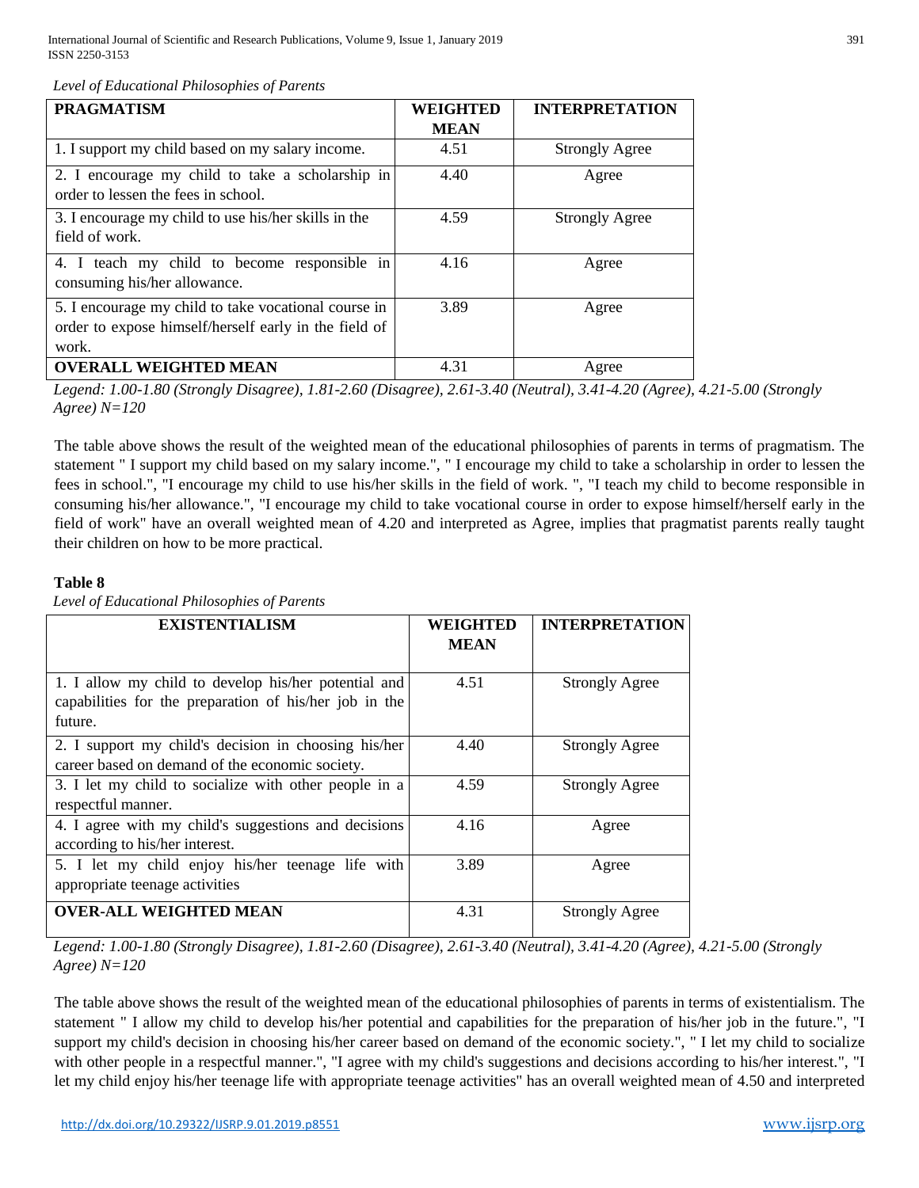*Level of Educational Philosophies of Parents*

| PRAGMATISM | WEIGHTED MEAN | INTERPRETATION |
|---|---|---|
| 1. I support my child based on my salary income. | 4.51 | Strongly Agree |
| 2. I encourage my child to take a scholarship in order to lessen the fees in school. | 4.40 | Agree |
| 3. I encourage my child to use his/her skills in the field of work. | 4.59 | Strongly Agree |
| 4. I teach my child to become responsible in consuming his/her allowance. | 4.16 | Agree |
| 5. I encourage my child to take vocational course in order to expose himself/herself early in the field of work. | 3.89 | Agree |
| **OVERALL WEIGHTED MEAN** | 4.31 | Agree |

*Legend: 1.00-1.80 (Strongly Disagree), 1.81-2.60 (Disagree), 2.61-3.40 (Neutral), 3.41-4.20 (Agree), 4.21-5.00 (Strongly Agree) N=120*

The table above shows the result of the weighted mean of the educational philosophies of parents in terms of pragmatism. The statement " I support my child based on my salary income.", " I encourage my child to take a scholarship in order to lessen the fees in school.", "I encourage my child to use his/her skills in the field of work. ", "I teach my child to become responsible in consuming his/her allowance.", "I encourage my child to take vocational course in order to expose himself/herself early in the field of work" have an overall weighted mean of 4.20 and interpreted as Agree, implies that pragmatist parents really taught their children on how to be more practical.

**Table 8**

*Level of Educational Philosophies of Parents*

| EXISTENTIALISM | WEIGHTED MEAN | INTERPRETATION |
|---|---|---|
| 1. I allow my child to develop his/her potential and capabilities for the preparation of his/her job in the future. | 4.51 | Strongly Agree |
| 2. I support my child's decision in choosing his/her career based on demand of the economic society. | 4.40 | Strongly Agree |
| 3. I let my child to socialize with other people in a respectful manner. | 4.59 | Strongly Agree |
| 4. I agree with my child's suggestions and decisions according to his/her interest. | 4.16 | Agree |
| 5. I let my child enjoy his/her teenage life with appropriate teenage activities | 3.89 | Agree |
| **OVER-ALL WEIGHTED MEAN** | 4.31 | Strongly Agree |

*Legend: 1.00-1.80 (Strongly Disagree), 1.81-2.60 (Disagree), 2.61-3.40 (Neutral), 3.41-4.20 (Agree), 4.21-5.00 (Strongly Agree) N=120*

The table above shows the result of the weighted mean of the educational philosophies of parents in terms of existentialism. The statement " I allow my child to develop his/her potential and capabilities for the preparation of his/her job in the future.", "I support my child's decision in choosing his/her career based on demand of the economic society.", " I let my child to socialize with other people in a respectful manner.", "I agree with my child's suggestions and decisions according to his/her interest.", "I let my child enjoy his/her teenage life with appropriate teenage activities" has an overall weighted mean of 4.50 and interpreted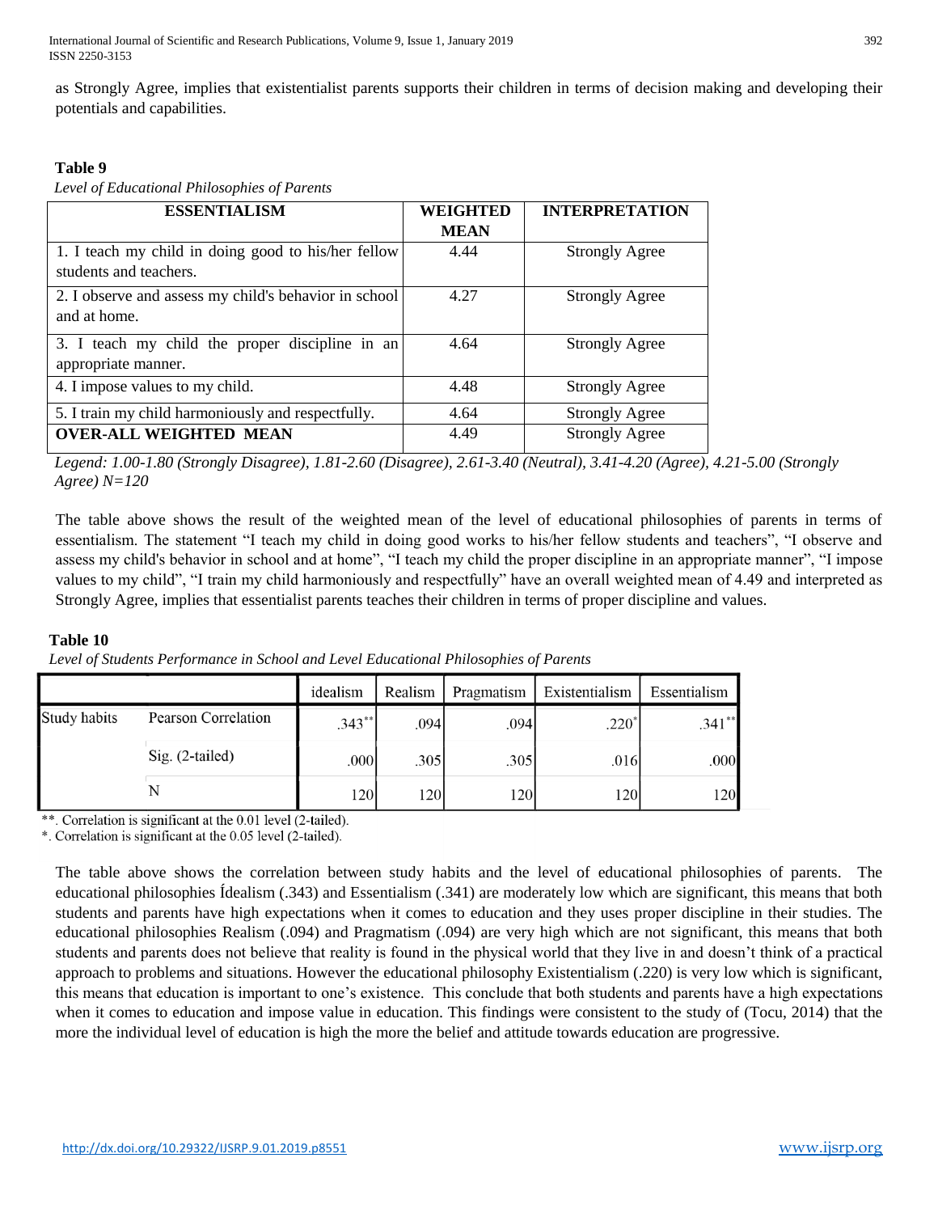as Strongly Agree, implies that existentialist parents supports their children in terms of decision making and developing their potentials and capabilities.

**Table 9**

*Level of Educational Philosophies of Parents*

| ESSENTIALISM | WEIGHTED MEAN | INTERPRETATION |
|---|---|---|
| 1. I teach my child in doing good to his/her fellow students and teachers. | 4.44 | Strongly Agree |
| 2. I observe and assess my child's behavior in school and at home. | 4.27 | Strongly Agree |
| 3. I teach my child the proper discipline in an appropriate manner. | 4.64 | Strongly Agree |
| 4. I impose values to my child. | 4.48 | Strongly Agree |
| 5. I train my child harmoniously and respectfully. | 4.64 | Strongly Agree |
| **OVER-ALL WEIGHTED MEAN** | 4.49 | Strongly Agree |

*Legend: 1.00-1.80 (Strongly Disagree), 1.81-2.60 (Disagree), 2.61-3.40 (Neutral), 3.41-4.20 (Agree), 4.21-5.00 (Strongly Agree) N=120*

The table above shows the result of the weighted mean of the level of educational philosophies of parents in terms of essentialism. The statement "I teach my child in doing good works to his/her fellow students and teachers", "I observe and assess my child's behavior in school and at home", "I teach my child the proper discipline in an appropriate manner", "I impose values to my child", "I train my child harmoniously and respectfully" have an overall weighted mean of 4.49 and interpreted as Strongly Agree, implies that essentialist parents teaches their children in terms of proper discipline and values.

**Table 10**

*Level of Students Performance in School and Level Educational Philosophies of Parents*

| | | idealism | Realism | Pragmatism | Existentialism | Essentialism |
|---|---|---|---|---|---|---|
| Study habits | Pearson Correlation | .343** | .094 | .094 | .220* | .341** |
| | Sig. (2-tailed) | .000 | .305 | .305 | .016 | .000 |
| | N | 120 | 120 | 120 | 120 | 120 |

**. Correlation is significant at the 0.01 level (2-tailed).

*. Correlation is significant at the 0.05 level (2-tailed).

The table above shows the correlation between study habits and the level of educational philosophies of parents. The educational philosophies Ídealism (.343) and Essentialism (.341) are moderately low which are significant, this means that both students and parents have high expectations when it comes to education and they uses proper discipline in their studies. The educational philosophies Realism (.094) and Pragmatism (.094) are very high which are not significant, this means that both students and parents does not believe that reality is found in the physical world that they live in and doesn't think of a practical approach to problems and situations. However the educational philosophy Existentialism (.220) is very low which is significant, this means that education is important to one's existence. This conclude that both students and parents have a high expectations when it comes to education and impose value in education. This findings were consistent to the study of (Tocu, 2014) that the more the individual level of education is high the more the belief and attitude towards education are progressive.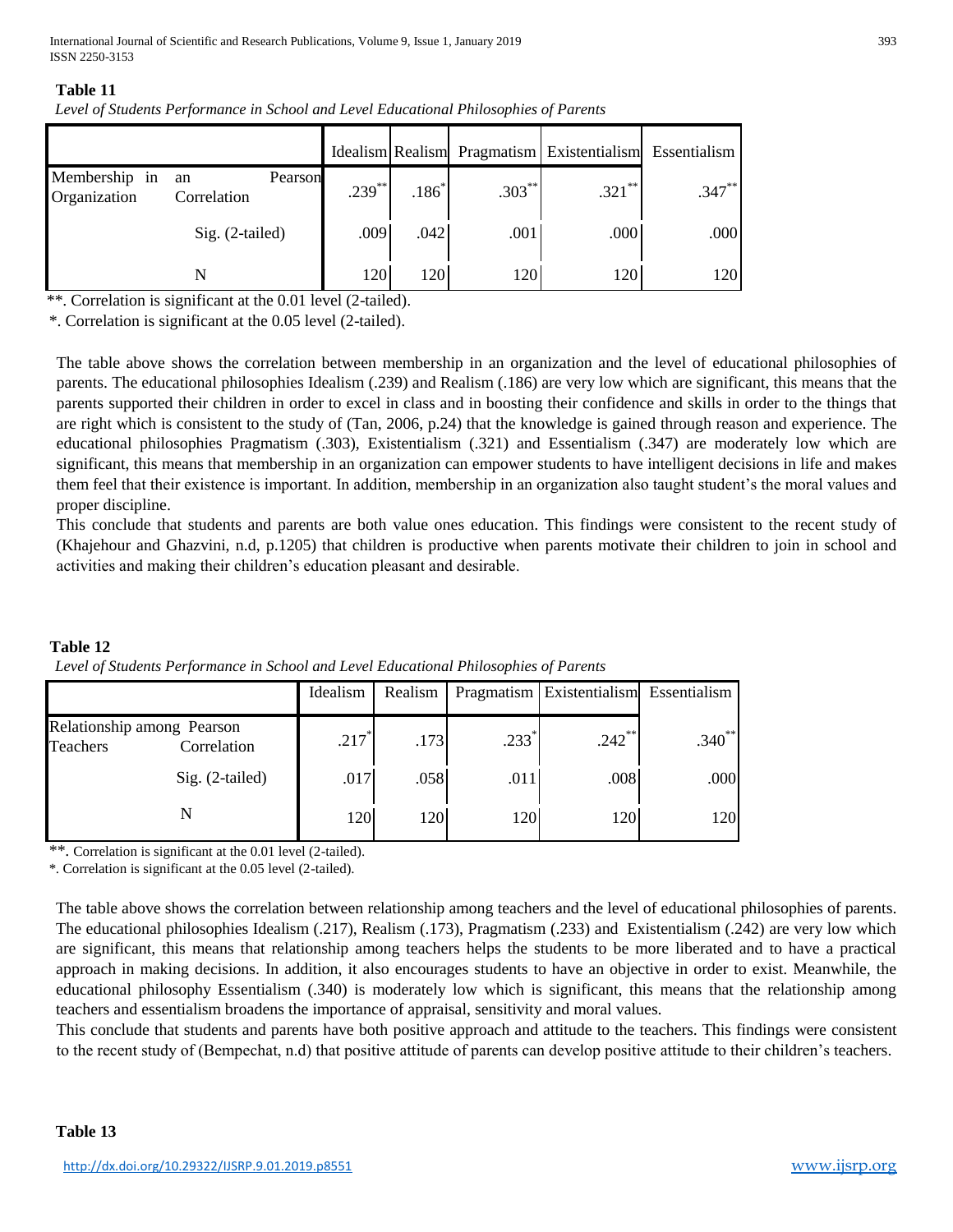**Table 11**

*Level of Students Performance in School and Level Educational Philosophies of Parents*

| | | Idealism | Realism | Pragmatism | Existentialism | Essentialism |
|---|---|---|---|---|---|---|
| Membership in Organization | an Pearson Correlation | .239** | .186* | .303** | .321** | .347** |
| | Sig. (2-tailed) | .009 | .042 | .001 | .000 | .000 |
| | N | 120 | 120 | 120 | 120 | 120 |

**. Correlation is significant at the 0.01 level (2-tailed).

*. Correlation is significant at the 0.05 level (2-tailed).

The table above shows the correlation between membership in an organization and the level of educational philosophies of parents. The educational philosophies Idealism (.239) and Realism (.186) are very low which are significant, this means that the parents supported their children in order to excel in class and in boosting their confidence and skills in order to the things that are right which is consistent to the study of (Tan, 2006, p.24) that the knowledge is gained through reason and experience. The educational philosophies Pragmatism (.303), Existentialism (.321) and Essentialism (.347) are moderately low which are significant, this means that membership in an organization can empower students to have intelligent decisions in life and makes them feel that their existence is important. In addition, membership in an organization also taught student's the moral values and proper discipline.

This conclude that students and parents are both value ones education. This findings were consistent to the recent study of (Khajehour and Ghazvini, n.d, p.1205) that children is productive when parents motivate their children to join in school and activities and making their children's education pleasant and desirable.

**Table 12**

*Level of Students Performance in School and Level Educational Philosophies of Parents*

| | | Idealism | Realism | Pragmatism | Existentialism | Essentialism |
|---|---|---|---|---|---|---|
| Relationship among Teachers | Pearson Correlation | .217* | .173 | .233* | .242** | .340** |
| | Sig. (2-tailed) | .017 | .058 | .011 | .008 | .000 |
| | N | 120 | 120 | 120 | 120 | 120 |

**. Correlation is significant at the 0.01 level (2-tailed).

*. Correlation is significant at the 0.05 level (2-tailed).

The table above shows the correlation between relationship among teachers and the level of educational philosophies of parents. The educational philosophies Idealism (.217), Realism (.173), Pragmatism (.233) and Existentialism (.242) are very low which are significant, this means that relationship among teachers helps the students to be more liberated and to have a practical approach in making decisions. In addition, it also encourages students to have an objective in order to exist. Meanwhile, the educational philosophy Essentialism (.340) is moderately low which is significant, this means that the relationship among teachers and essentialism broadens the importance of appraisal, sensitivity and moral values.

This conclude that students and parents have both positive approach and attitude to the teachers. This findings were consistent to the recent study of (Bempechat, n.d) that positive attitude of parents can develop positive attitude to their children's teachers.

**Table 13**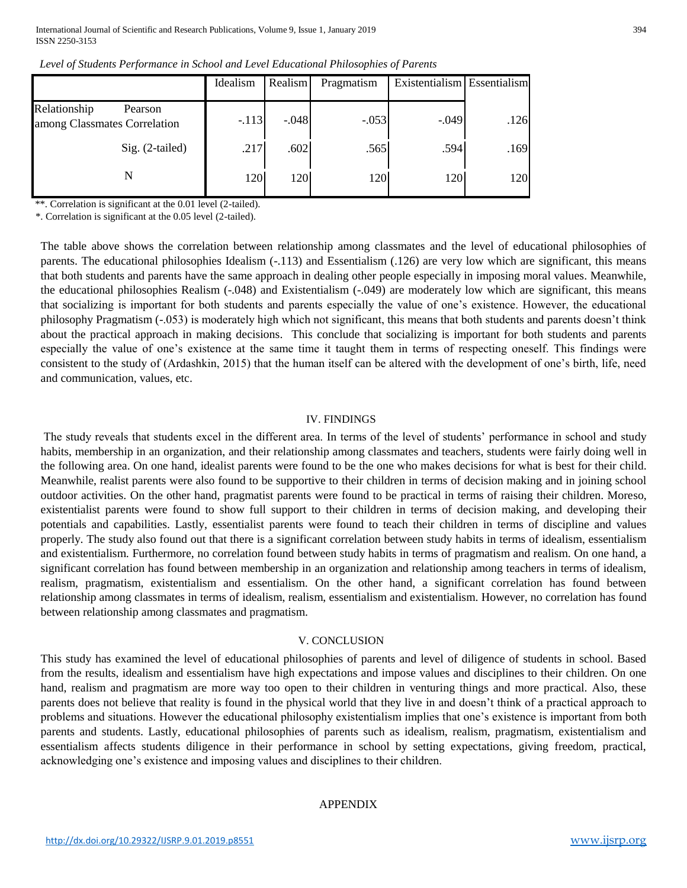*Level of Students Performance in School and Level Educational Philosophies of Parents*

| | | Idealism | Realism | Pragmatism | Existentialism | Essentialism |
|---|---|---|---|---|---|---|
| Relationship among Classmates | Pearson Correlation | -.113 | -.048 | -.053 | -.049 | .126 |
| | Sig. (2-tailed) | .217 | .602 | .565 | .594 | .169 |
| | N | 120 | 120 | 120 | 120 | 120 |

**. Correlation is significant at the 0.01 level (2-tailed).

*. Correlation is significant at the 0.05 level (2-tailed).

The table above shows the correlation between relationship among classmates and the level of educational philosophies of parents. The educational philosophies Idealism (-.113) and Essentialism (.126) are very low which are significant, this means that both students and parents have the same approach in dealing other people especially in imposing moral values. Meanwhile, the educational philosophies Realism (-.048) and Existentialism (-.049) are moderately low which are significant, this means that socializing is important for both students and parents especially the value of one's existence. However, the educational philosophy Pragmatism (-.053) is moderately high which not significant, this means that both students and parents doesn't think about the practical approach in making decisions. This conclude that socializing is important for both students and parents especially the value of one's existence at the same time it taught them in terms of respecting oneself. This findings were consistent to the study of (Ardashkin, 2015) that the human itself can be altered with the development of one's birth, life, need and communication, values, etc.

## IV. FINDINGS

The study reveals that students excel in the different area. In terms of the level of students' performance in school and study habits, membership in an organization, and their relationship among classmates and teachers, students were fairly doing well in the following area. On one hand, idealist parents were found to be the one who makes decisions for what is best for their child. Meanwhile, realist parents were also found to be supportive to their children in terms of decision making and in joining school outdoor activities. On the other hand, pragmatist parents were found to be practical in terms of raising their children. Moreso, existentialist parents were found to show full support to their children in terms of decision making, and developing their potentials and capabilities. Lastly, essentialist parents were found to teach their children in terms of discipline and values properly. The study also found out that there is a significant correlation between study habits in terms of idealism, essentialism and existentialism. Furthermore, no correlation found between study habits in terms of pragmatism and realism. On one hand, a significant correlation has found between membership in an organization and relationship among teachers in terms of idealism, realism, pragmatism, existentialism and essentialism. On the other hand, a significant correlation has found between relationship among classmates in terms of idealism, realism, essentialism and existentialism. However, no correlation has found between relationship among classmates and pragmatism.

## V. CONCLUSION

This study has examined the level of educational philosophies of parents and level of diligence of students in school. Based from the results, idealism and essentialism have high expectations and impose values and disciplines to their children. On one hand, realism and pragmatism are more way too open to their children in venturing things and more practical. Also, these parents does not believe that reality is found in the physical world that they live in and doesn't think of a practical approach to problems and situations. However the educational philosophy existentialism implies that one's existence is important from both parents and students. Lastly, educational philosophies of parents such as idealism, realism, pragmatism, existentialism and essentialism affects students diligence in their performance in school by setting expectations, giving freedom, practical, acknowledging one's existence and imposing values and disciplines to their children.

## APPENDIX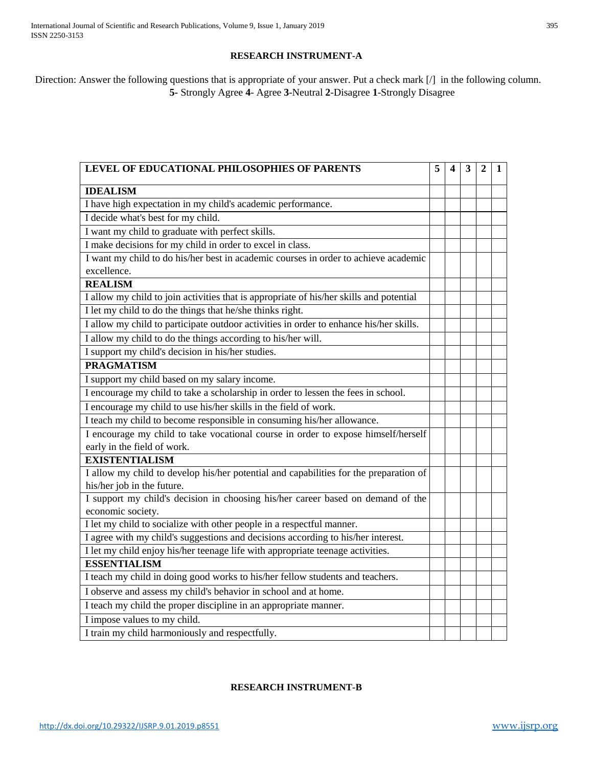## RESEARCH INSTRUMENT-A

Direction: Answer the following questions that is appropriate of your answer. Put a check mark [/] in the following column.
**5-** Strongly Agree **4**- Agree **3**-Neutral **2**-Disagree **1**-Strongly Disagree

| LEVEL OF EDUCATIONAL PHILOSOPHIES OF PARENTS | 5 | 4 | 3 | 2 | 1 |
|---|---|---|---|---|---|
| **IDEALISM** | | | | | |
| I have high expectation in my child's academic performance. | | | | | |
| I decide what's best for my child. | | | | | |
| I want my child to graduate with perfect skills. | | | | | |
| I make decisions for my child in order to excel in class. | | | | | |
| I want my child to do his/her best in academic courses in order to achieve academic excellence. | | | | | |
| **REALISM** | | | | | |
| I allow my child to join activities that is appropriate of his/her skills and potential | | | | | |
| I let my child to do the things that he/she thinks right. | | | | | |
| I allow my child to participate outdoor activities in order to enhance his/her skills. | | | | | |
| I allow my child to do the things according to his/her will. | | | | | |
| I support my child's decision in his/her studies. | | | | | |
| **PRAGMATISM** | | | | | |
| I support my child based on my salary income. | | | | | |
| I encourage my child to take a scholarship in order to lessen the fees in school. | | | | | |
| I encourage my child to use his/her skills in the field of work. | | | | | |
| I teach my child to become responsible in consuming his/her allowance. | | | | | |
| I encourage my child to take vocational course in order to expose himself/herself early in the field of work. | | | | | |
| **EXISTENTIALISM** | | | | | |
| I allow my child to develop his/her potential and capabilities for the preparation of his/her job in the future. | | | | | |
| I support my child's decision in choosing his/her career based on demand of the economic society. | | | | | |
| I let my child to socialize with other people in a respectful manner. | | | | | |
| I agree with my child's suggestions and decisions according to his/her interest. | | | | | |
| I let my child enjoy his/her teenage life with appropriate teenage activities. | | | | | |
| **ESSENTIALISM** | | | | | |
| I teach my child in doing good works to his/her fellow students and teachers. | | | | | |
| I observe and assess my child's behavior in school and at home. | | | | | |
| I teach my child the proper discipline in an appropriate manner. | | | | | |
| I impose values to my child. | | | | | |
| I train my child harmoniously and respectfully. | | | | | |

## RESEARCH INSTRUMENT-B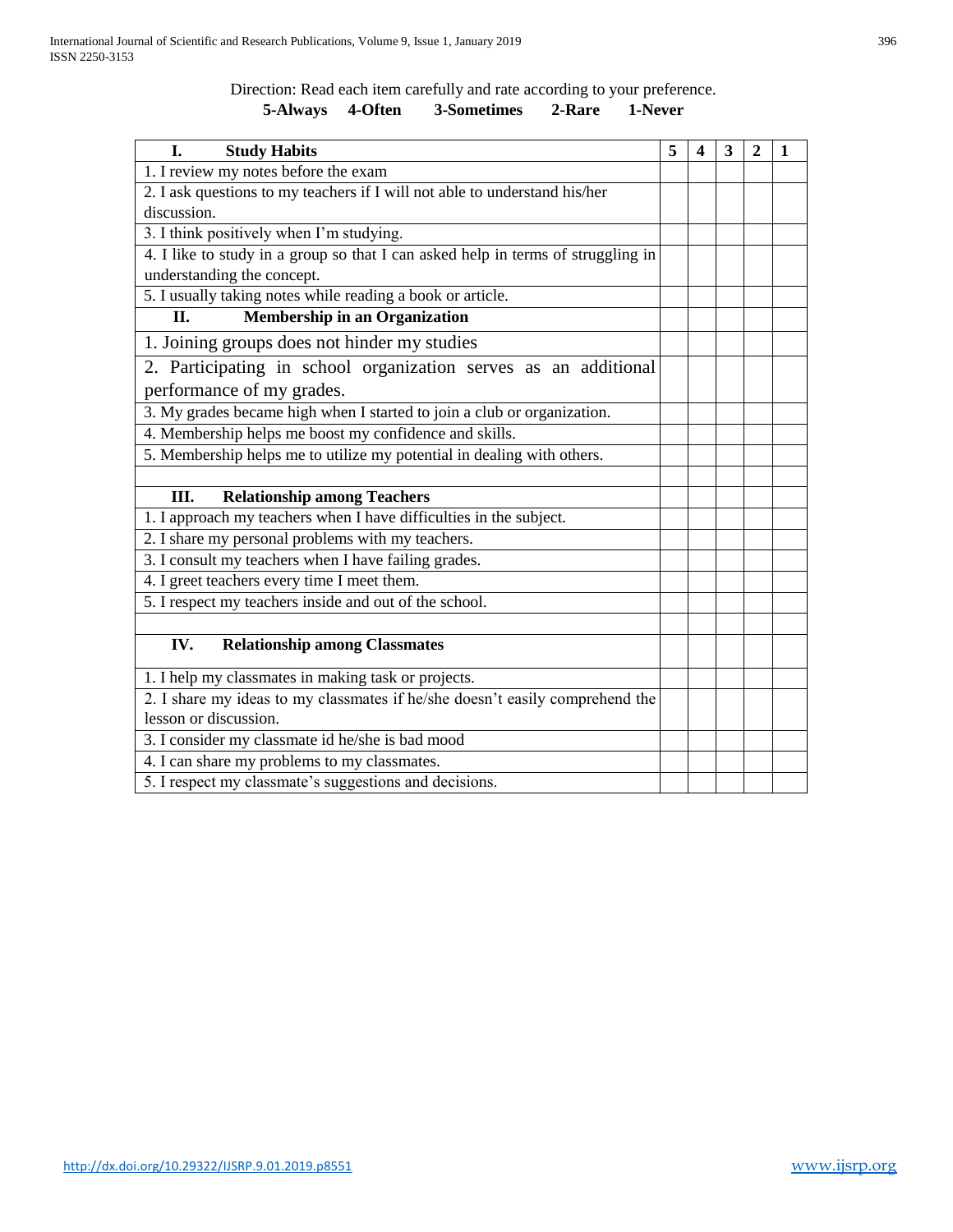Direction: Read each item carefully and rate according to your preference.

**5-Always 4-Often 3-Sometimes 2-Rare 1-Never**

| **I. Study Habits** | **5** | **4** | **3** | **2** | **1** |
|---|---|---|---|---|---|
| 1. I review my notes before the exam | | | | | |
| 2. I ask questions to my teachers if I will not able to understand his/her discussion. | | | | | |
| 3. I think positively when I'm studying. | | | | | |
| 4. I like to study in a group so that I can asked help in terms of struggling in understanding the concept. | | | | | |
| 5. I usually taking notes while reading a book or article. | | | | | |
| **II. Membership in an Organization** | | | | | |
| 1. Joining groups does not hinder my studies | | | | | |
| 2. Participating in school organization serves as an additional performance of my grades. | | | | | |
| 3. My grades became high when I started to join a club or organization. | | | | | |
| 4. Membership helps me boost my confidence and skills. | | | | | |
| 5. Membership helps me to utilize my potential in dealing with others. | | | | | |
| | | | | | |
| **III. Relationship among Teachers** | | | | | |
| 1. I approach my teachers when I have difficulties in the subject. | | | | | |
| 2. I share my personal problems with my teachers. | | | | | |
| 3. I consult my teachers when I have failing grades. | | | | | |
| 4. I greet teachers every time I meet them. | | | | | |
| 5. I respect my teachers inside and out of the school. | | | | | |
| | | | | | |
| **IV. Relationship among Classmates** | | | | | |
| 1. I help my classmates in making task or projects. | | | | | |
| 2. I share my ideas to my classmates if he/she doesn't easily comprehend the lesson or discussion. | | | | | |
| 3. I consider my classmate id he/she is bad mood | | | | | |
| 4. I can share my problems to my classmates. | | | | | |
| 5. I respect my classmate's suggestions and decisions. | | | | | |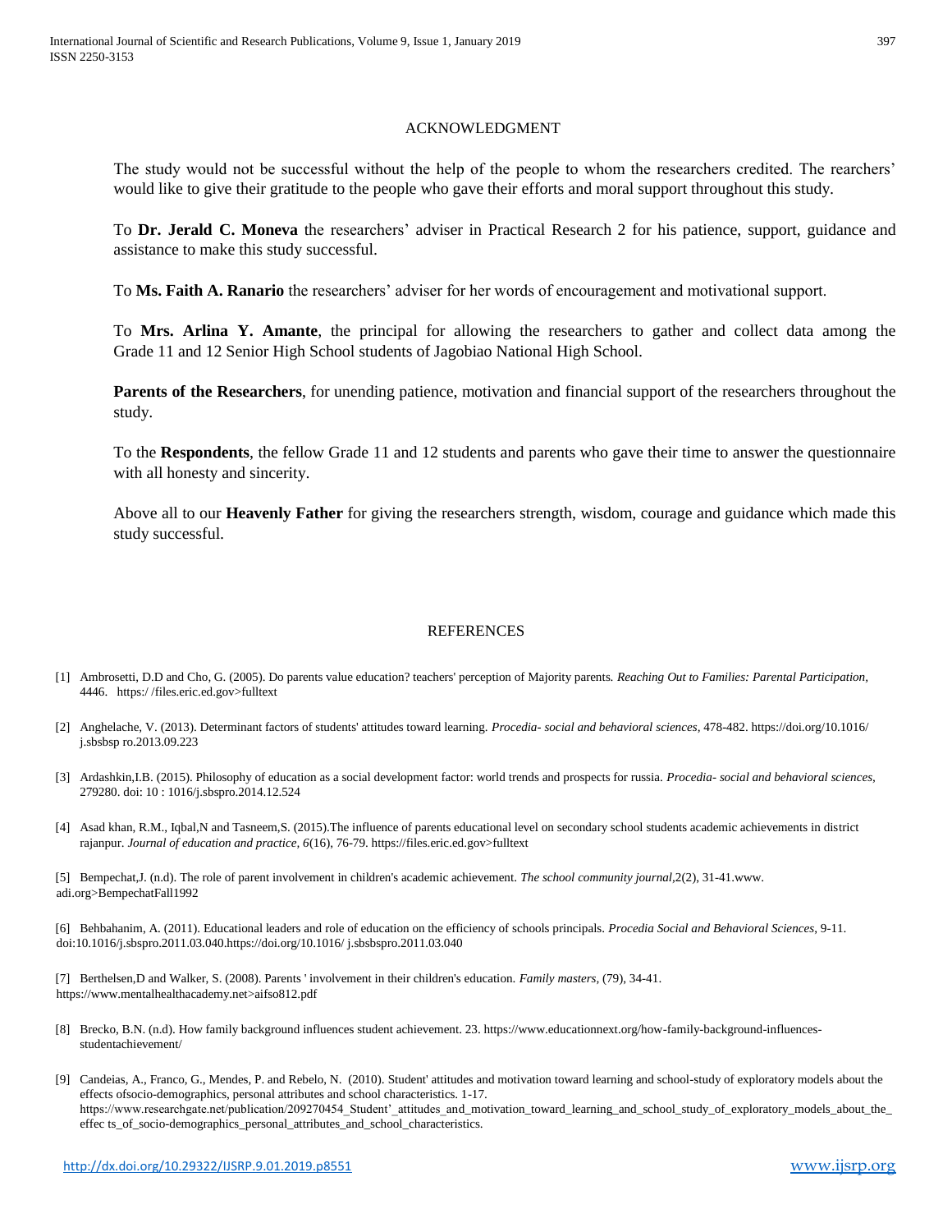## ACKNOWLEDGMENT

The study would not be successful without the help of the people to whom the researchers credited. The rearchers' would like to give their gratitude to the people who gave their efforts and moral support throughout this study.

To **Dr. Jerald C. Moneva** the researchers' adviser in Practical Research 2 for his patience, support, guidance and assistance to make this study successful.

To **Ms. Faith A. Ranario** the researchers' adviser for her words of encouragement and motivational support.

To **Mrs. Arlina Y. Amante**, the principal for allowing the researchers to gather and collect data among the Grade 11 and 12 Senior High School students of Jagobiao National High School.

**Parents of the Researchers**, for unending patience, motivation and financial support of the researchers throughout the study.

To the **Respondents**, the fellow Grade 11 and 12 students and parents who gave their time to answer the questionnaire with all honesty and sincerity.

Above all to our **Heavenly Father** for giving the researchers strength, wisdom, courage and guidance which made this study successful.

## REFERENCES

[1] Ambrosetti, D.D and Cho, G. (2005). Do parents value education? teachers' perception of Majority parents. *Reaching Out to Families: Parental Participation*, 4446. https:/ /files.eric.ed.gov>fulltext

[2] Anghelache, V. (2013). Determinant factors of students' attitudes toward learning. *Procedia- social and behavioral sciences*, 478-482. https://doi.org/10.1016/ j.sbsbsp ro.2013.09.223

[3] Ardashkin,I.B. (2015). Philosophy of education as a social development factor: world trends and prospects for russia. *Procedia- social and behavioral sciences*, 279280. doi: 10 : 1016/j.sbspro.2014.12.524

[4] Asad khan, R.M., Iqbal,N and Tasneem,S. (2015).The influence of parents educational level on secondary school students academic achievements in district rajanpur. *Journal of education and practice, 6*(16), 76-79. https://files.eric.ed.gov>fulltext

[5] Bempechat,J. (n.d). The role of parent involvement in children's academic achievement. *The school community journal*,2(2), 31-41.www. adi.org>BempechatFall1992

[6] Behbahanim, A. (2011). Educational leaders and role of education on the efficiency of schools principals. *Procedia Social and Behavioral Sciences*, 9-11. doi:10.1016/j.sbspro.2011.03.040.https://doi.org/10.1016/ j.sbsbspro.2011.03.040

[7] Berthelsen,D and Walker, S. (2008). Parents ' involvement in their children's education. *Family masters,* (79), 34-41. https://www.mentalhealthacademy.net>aifso812.pdf

[8] Brecko, B.N. (n.d). How family background influences student achievement. 23. https://www.educationnext.org/how-family-background-influences-studentachievement/

[9] Candeias, A., Franco, G., Mendes, P. and Rebelo, N. (2010). Student' attitudes and motivation toward learning and school-study of exploratory models about the effects ofsocio-demographics, personal attributes and school characteristics. 1-17. https://www.researchgate.net/publication/209270454_Student'_attitudes_and_motivation_toward_learning_and_school_study_of_exploratory_models_about_the_effec ts_of_socio-demographics_personal_attributes_and_school_characteristics.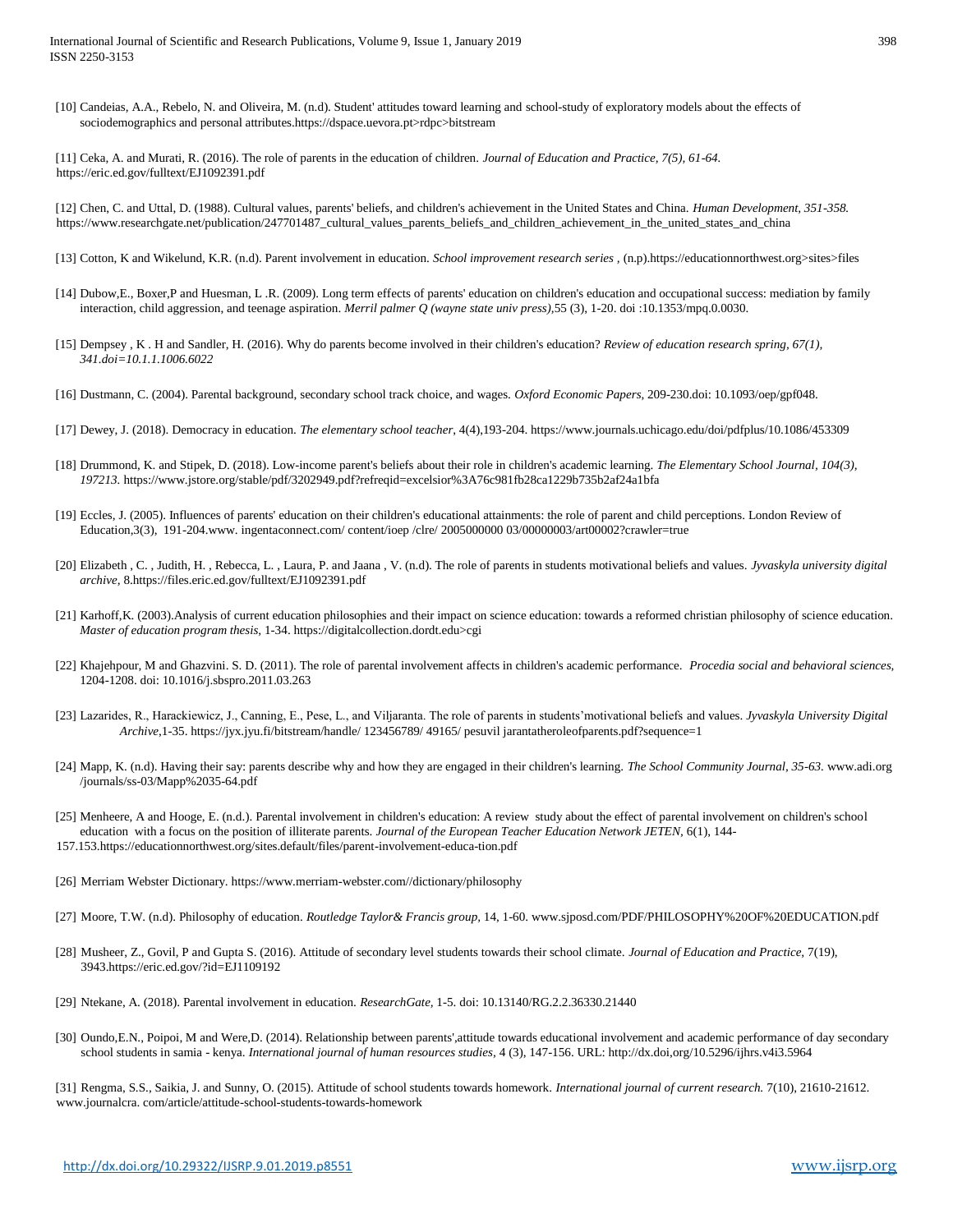[10] Candeias, A.A., Rebelo, N. and Oliveira, M. (n.d). Student' attitudes toward learning and school-study of exploratory models about the effects of sociodemographics and personal attributes.https://dspace.uevora.pt>rdpc>bitstream

[11] Ceka, A. and Murati, R. (2016). The role of parents in the education of children. *Journal of Education and Practice, 7(5), 61-64.* https://eric.ed.gov/fulltext/EJ1092391.pdf

[12] Chen, C. and Uttal, D. (1988). Cultural values, parents' beliefs, and children's achievement in the United States and China. *Human Development, 351-358.* https://www.researchgate.net/publication/247701487_cultural_values_parents_beliefs_and_children_achievement_in_the_united_states_and_china

[13] Cotton, K and Wikelund, K.R. (n.d). Parent involvement in education. *School improvement research series* , (n.p).https://educationnorthwest.org>sites>files

[14] Dubow,E., Boxer,P and Huesman, L .R. (2009). Long term effects of parents' education on children's education and occupational success: mediation by family interaction, child aggression, and teenage aspiration. *Merril palmer Q (wayne state univ press)*,55 (3), 1-20. doi :10.1353/mpq.0.0030.

[15] Dempsey , K . H and Sandler, H. (2016). Why do parents become involved in their children's education? *Review of education research spring, 67(1), 341.doi=10.1.1.1006.6022*

[16] Dustmann, C. (2004). Parental background, secondary school track choice, and wages. *Oxford Economic Papers*, 209-230.doi: 10.1093/oep/gpf048.

[17] Dewey, J. (2018). Democracy in education. *The elementary school teacher*, 4(4),193-204. https://www.journals.uchicago.edu/doi/pdfplus/10.1086/453309

[18] Drummond, K. and Stipek, D. (2018). Low-income parent's beliefs about their role in children's academic learning. *The Elementary School Journal, 104(3), 197213.* https://www.jstore.org/stable/pdf/3202949.pdf?refreqid=excelsior%3A76c981fb28ca1229b735b2af24a1bfa

[19] Eccles, J. (2005). Influences of parents' education on their children's educational attainments: the role of parent and child perceptions. London Review of Education,3(3), 191-204.www. ingentaconnect.com/ content/ioep /clre/ 2005000000 03/00000003/art00002?crawler=true

[20] Elizabeth , C. , Judith, H. , Rebecca, L. , Laura, P. and Jaana , V. (n.d). The role of parents in students motivational beliefs and values. *Jyvaskyla university digital archive*, 8.https://files.eric.ed.gov/fulltext/EJ1092391.pdf

[21] Karhoff,K. (2003).Analysis of current education philosophies and their impact on science education: towards a reformed christian philosophy of science education. *Master of education program thesis*, 1-34. https://digitalcollection.dordt.edu>cgi

[22] Khajehpour, M and Ghazvini. S. D. (2011). The role of parental involvement affects in children's academic performance. *Procedia social and behavioral sciences*, 1204-1208. doi: 10.1016/j.sbspro.2011.03.263

[23] Lazarides, R., Harackiewicz, J., Canning, E., Pese, L., and Viljaranta. The role of parents in students'motivational beliefs and values. *Jyvaskyla University Digital Archive*,1-35. https://jyx.jyu.fi/bitstream/handle/ 123456789/ 49165/ pesuvil jarantatheroleofparents.pdf?sequence=1

[24] Mapp, K. (n.d). Having their say: parents describe why and how they are engaged in their children's learning. *The School Community Journal, 35-63.* www.adi.org /journals/ss-03/Mapp%2035-64.pdf

[25] Menheere, A and Hooge, E. (n.d.). Parental involvement in children's education: A review study about the effect of parental involvement on children's school education with a focus on the position of illiterate parents. *Journal of the European Teacher Education Network JETEN*, 6(1), 144-157.153.https://educationnorthwest.org/sites.default/files/parent-involvement-educa-tion.pdf

[26] Merriam Webster Dictionary. https://www.merriam-webster.com//dictionary/philosophy

[27] Moore, T.W. (n.d). Philosophy of education. *Routledge Taylor& Francis group*, 14, 1-60. www.sjposd.com/PDF/PHILOSOPHY%20OF%20EDUCATION.pdf

[28] Musheer, Z., Govil, P and Gupta S. (2016). Attitude of secondary level students towards their school climate. *Journal of Education and Practice*, 7(19), 3943.https://eric.ed.gov/?id=EJ1109192

[29] Ntekane, A. (2018). Parental involvement in education. *ResearchGate*, 1-5. doi: 10.13140/RG.2.2.36330.21440

[30] Oundo,E.N., Poipoi, M and Were,D. (2014). Relationship between parents',attitude towards educational involvement and academic performance of day secondary school students in samia - kenya. *International journal of human resources studies*, 4 (3), 147-156. URL: http://dx.doi,org/10.5296/ijhrs.v4i3.5964

[31] Rengma, S.S., Saikia, J. and Sunny, O. (2015). Attitude of school students towards homework. *International journal of current research.* 7(10), 21610-21612. www.journalcra. com/article/attitude-school-students-towards-homework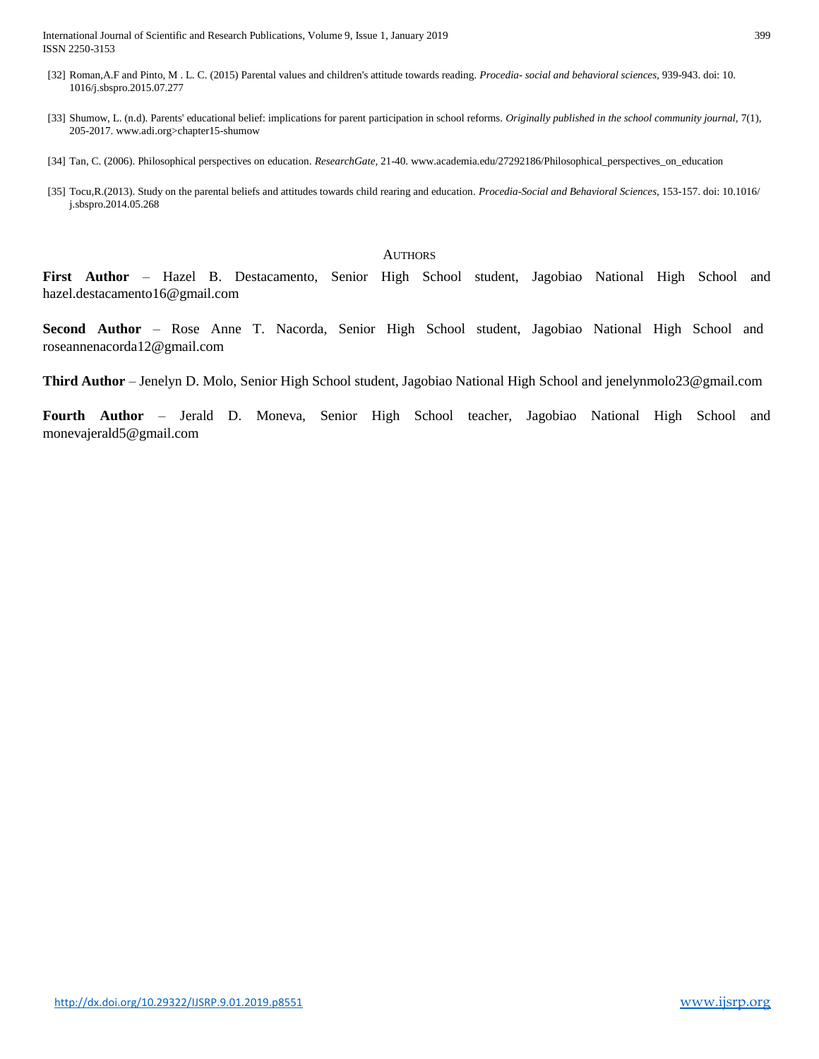[32] Roman,A.F and Pinto, M . L. C. (2015) Parental values and children's attitude towards reading. *Procedia- social and behavioral sciences*, 939-943. doi: 10. 1016/j.sbspro.2015.07.277

[33] Shumow, L. (n.d). Parents' educational belief: implications for parent participation in school reforms. *Originally published in the school community journal,* 7(1), 205-2017. www.adi.org>chapter15-shumow

[34] Tan, C. (2006). Philosophical perspectives on education. *ResearchGate,* 21-40. www.academia.edu/27292186/Philosophical_perspectives_on_education

[35] Tocu,R.(2013). Study on the parental beliefs and attitudes towards child rearing and education. *Procedia-Social and Behavioral Sciences*, 153-157. doi: 10.1016/ j.sbspro.2014.05.268

## Authors

**First Author** – Hazel B. Destacamento, Senior High School student, Jagobiao National High School and hazel.destacamento16@gmail.com

**Second Author** – Rose Anne T. Nacorda, Senior High School student, Jagobiao National High School and roseannenacorda12@gmail.com

**Third Author** – Jenelyn D. Molo, Senior High School student, Jagobiao National High School and jenelynmolo23@gmail.com

**Fourth Author** – Jerald D. Moneva, Senior High School teacher, Jagobiao National High School and monevajerald5@gmail.com